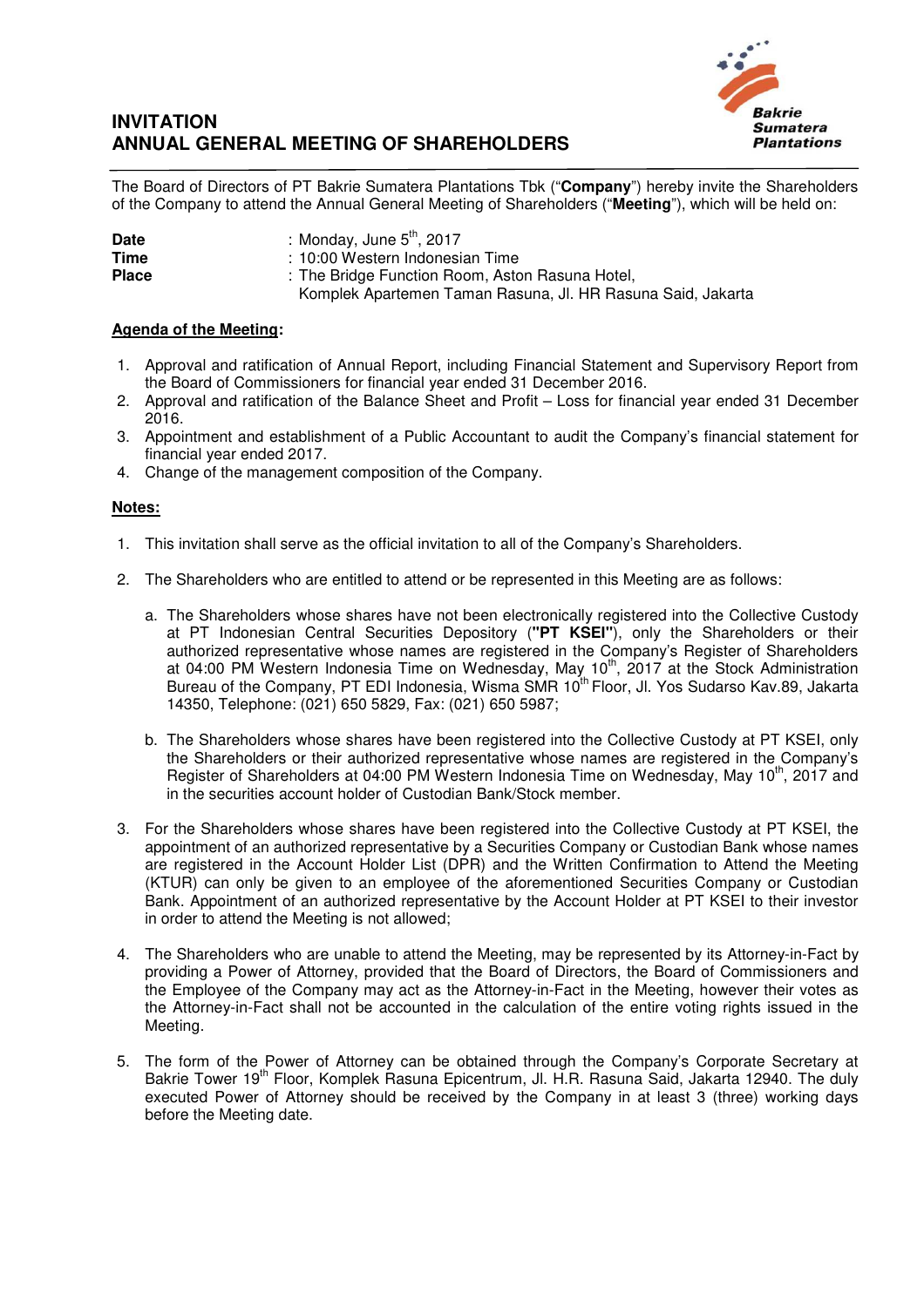# INVITATION
# ANNUAL GENERAL MEETING OF SHAREHOLDERS

Bakrie Sumatera Plantations

The Board of Directors of PT Bakrie Sumatera Plantations Tbk ("**Company**") hereby invite the Shareholders of the Company to attend the Annual General Meeting of Shareholders ("**Meeting**"), which will be held on:

| | |
|---|---|
| **Date** | : Monday, June 5th, 2017 |
| **Time** | : 10:00 Western Indonesian Time |
| **Place** | : The Bridge Function Room, Aston Rasuna Hotel, Komplek Apartemen Taman Rasuna, Jl. HR Rasuna Said, Jakarta |

**Agenda of the Meeting:**

1. Approval and ratification of Annual Report, including Financial Statement and Supervisory Report from the Board of Commissioners for financial year ended 31 December 2016.
2. Approval and ratification of the Balance Sheet and Profit – Loss for financial year ended 31 December 2016.
3. Appointment and establishment of a Public Accountant to audit the Company's financial statement for financial year ended 2017.
4. Change of the management composition of the Company.

**Notes:**

1. This invitation shall serve as the official invitation to all of the Company's Shareholders.

2. The Shareholders who are entitled to attend or be represented in this Meeting are as follows:

   a. The Shareholders whose shares have not been electronically registered into the Collective Custody at PT Indonesian Central Securities Depository (**"PT KSEI"**), only the Shareholders or their authorized representative whose names are registered in the Company's Register of Shareholders at 04:00 PM Western Indonesia Time on Wednesday, May 10th, 2017 at the Stock Administration Bureau of the Company, PT EDI Indonesia, Wisma SMR 10th Floor, Jl. Yos Sudarso Kav.89, Jakarta 14350, Telephone: (021) 650 5829, Fax: (021) 650 5987;

   b. The Shareholders whose shares have been registered into the Collective Custody at PT KSEI, only the Shareholders or their authorized representative whose names are registered in the Company's Register of Shareholders at 04:00 PM Western Indonesia Time on Wednesday, May 10th, 2017 and in the securities account holder of Custodian Bank/Stock member.

3. For the Shareholders whose shares have been registered into the Collective Custody at PT KSEI, the appointment of an authorized representative by a Securities Company or Custodian Bank whose names are registered in the Account Holder List (DPR) and the Written Confirmation to Attend the Meeting (KTUR) can only be given to an employee of the aforementioned Securities Company or Custodian Bank. Appointment of an authorized representative by the Account Holder at PT KSEI to their investor in order to attend the Meeting is not allowed;

4. The Shareholders who are unable to attend the Meeting, may be represented by its Attorney-in-Fact by providing a Power of Attorney, provided that the Board of Directors, the Board of Commissioners and the Employee of the Company may act as the Attorney-in-Fact in the Meeting, however their votes as the Attorney-in-Fact shall not be accounted in the calculation of the entire voting rights issued in the Meeting.

5. The form of the Power of Attorney can be obtained through the Company's Corporate Secretary at Bakrie Tower 19th Floor, Komplek Rasuna Epicentrum, Jl. H.R. Rasuna Said, Jakarta 12940. The duly executed Power of Attorney should be received by the Company in at least 3 (three) working days before the Meeting date.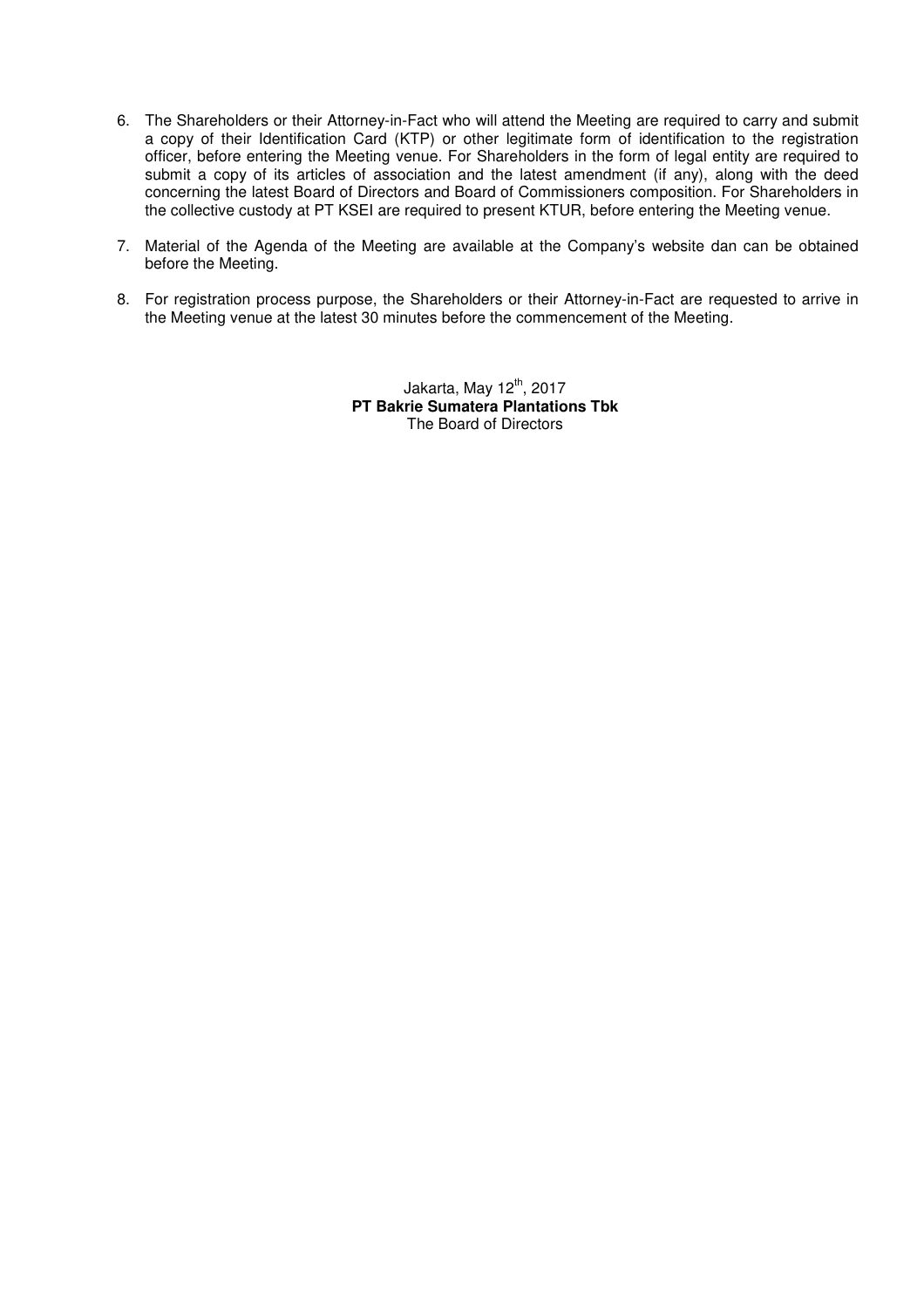6. The Shareholders or their Attorney-in-Fact who will attend the Meeting are required to carry and submit a copy of their Identification Card (KTP) or other legitimate form of identification to the registration officer, before entering the Meeting venue. For Shareholders in the form of legal entity are required to submit a copy of its articles of association and the latest amendment (if any), along with the deed concerning the latest Board of Directors and Board of Commissioners composition. For Shareholders in the collective custody at PT KSEI are required to present KTUR, before entering the Meeting venue.

7. Material of the Agenda of the Meeting are available at the Company's website dan can be obtained before the Meeting.

8. For registration process purpose, the Shareholders or their Attorney-in-Fact are requested to arrive in the Meeting venue at the latest 30 minutes before the commencement of the Meeting.

Jakarta, May 12th, 2017
**PT Bakrie Sumatera Plantations Tbk**
The Board of Directors